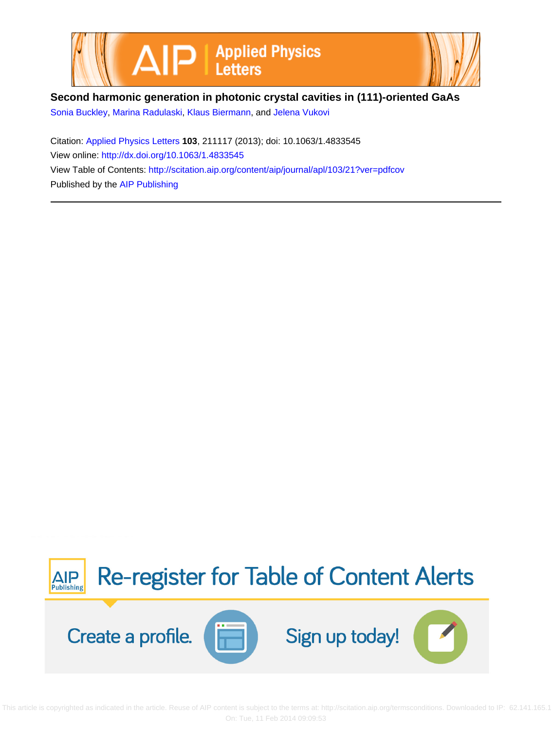# Second harmonic generation in photonic crystal cavities in (111)-oriented GaAs

Sonia Buckley, Marina Radulaski, Klaus Biermann, and Jelena Vukovi

Citation: Applied Physics Letters **103**, 211117 (2013); doi: 10.1063/1.4833545

View online: http://dx.doi.org/10.1063/1.4833545

View Table of Contents: http://scitation.aip.org/content/aip/journal/apl/103/21?ver=pdfcov

Published by the AIP Publishing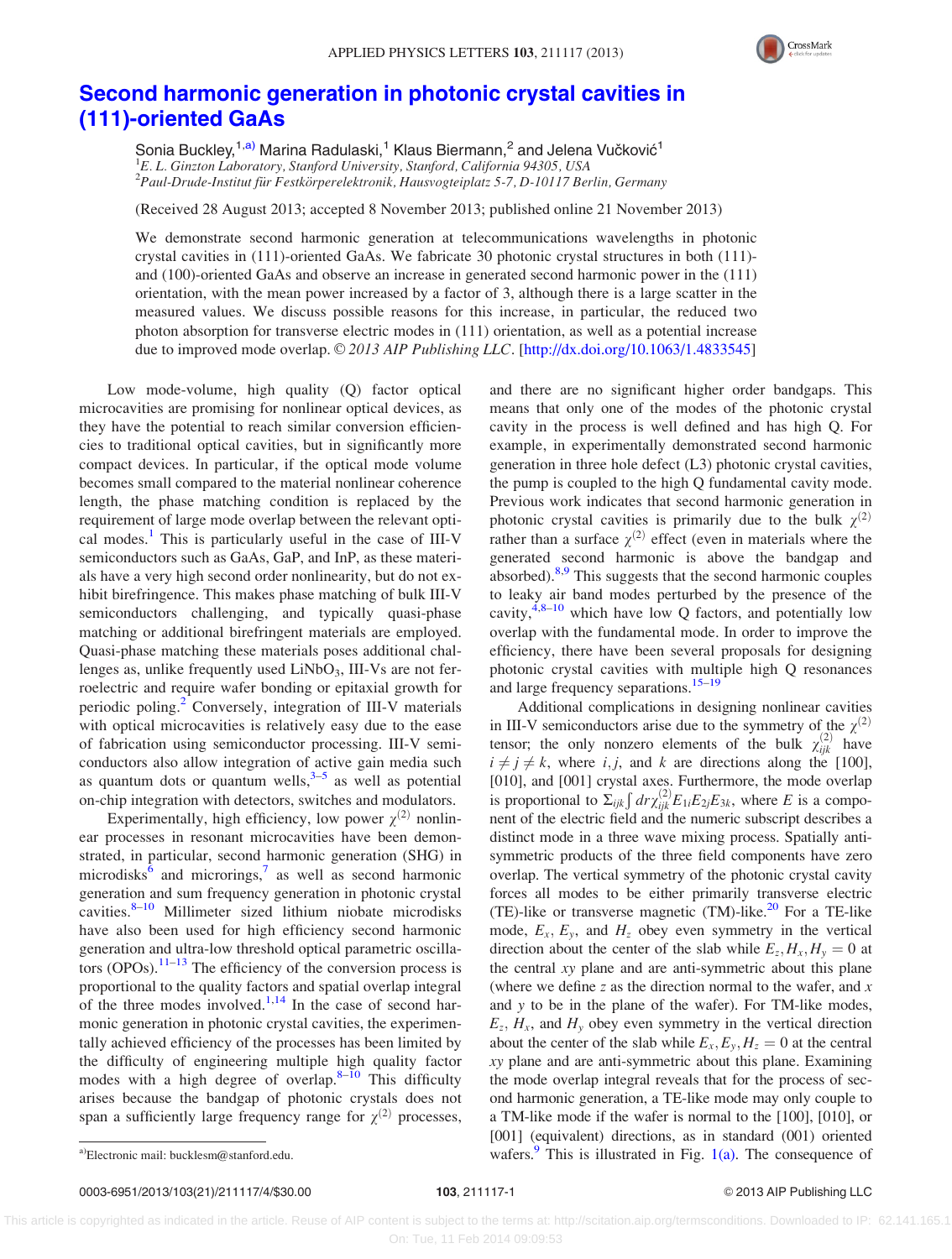# Second harmonic generation in photonic crystal cavities in (111)-oriented GaAs

Sonia Buckley,[1,a)] Marina Radulaski,[1] Klaus Biermann,[2] and Jelena Vučković[1]

[1]E. L. Ginzton Laboratory, Stanford University, Stanford, California 94305, USA
[2]Paul-Drude-Institut für Festkörperelektronik, Hausvogteiplatz 5-7, D-10117 Berlin, Germany

(Received 28 August 2013; accepted 8 November 2013; published online 21 November 2013)

We demonstrate second harmonic generation at telecommunications wavelengths in photonic crystal cavities in (111)-oriented GaAs. We fabricate 30 photonic crystal structures in both (111)- and (100)-oriented GaAs and observe an increase in generated second harmonic power in the (111) orientation, with the mean power increased by a factor of 3, although there is a large scatter in the measured values. We discuss possible reasons for this increase, in particular, the reduced two photon absorption for transverse electric modes in (111) orientation, as well as a potential increase due to improved mode overlap. © *2013 AIP Publishing LLC*. [http://dx.doi.org/10.1063/1.4833545]

Low mode-volume, high quality (Q) factor optical microcavities are promising for nonlinear optical devices, as they have the potential to reach similar conversion efficiencies to traditional optical cavities, but in significantly more compact devices. In particular, if the optical mode volume becomes small compared to the material nonlinear coherence length, the phase matching condition is replaced by the requirement of large mode overlap between the relevant optical modes.[1] This is particularly useful in the case of III-V semiconductors such as GaAs, GaP, and InP, as these materials have a very high second order nonlinearity, but do not exhibit birefringence. This makes phase matching of bulk III-V semiconductors challenging, and typically quasi-phase matching or additional birefringent materials are employed. Quasi-phase matching these materials poses additional challenges as, unlike frequently used $LiNbO_3$, III-Vs are not ferroelectric and require wafer bonding or epitaxial growth for periodic poling.[2] Conversely, integration of III-V materials with optical microcavities is relatively easy due to the ease of fabrication using semiconductor processing. III-V semiconductors also allow integration of active gain media such as quantum dots or quantum wells,[3–5] as well as potential on-chip integration with detectors, switches and modulators.

Experimentally, high efficiency, low power $\chi^{(2)}$ nonlinear processes in resonant microcavities have been demonstrated, in particular, second harmonic generation (SHG) in microdisks[6] and microrings,[7] as well as second harmonic generation and sum frequency generation in photonic crystal cavities.[8–10] Millimeter sized lithium niobate microdisks have also been used for high efficiency second harmonic generation and ultra-low threshold optical parametric oscillators (OPOs).[11–13] The efficiency of the conversion process is proportional to the quality factors and spatial overlap integral of the three modes involved.[1,14] In the case of second harmonic generation in photonic crystal cavities, the experimentally achieved efficiency of the processes has been limited by the difficulty of engineering multiple high quality factor modes with a high degree of overlap.[8–10] This difficulty arises because the bandgap of photonic crystals does not span a sufficiently large frequency range for $\chi^{(2)}$ processes, and there are no significant higher order bandgaps. This means that only one of the modes of the photonic crystal cavity in the process is well defined and has high Q. For example, in experimentally demonstrated second harmonic generation in three hole defect (L3) photonic crystal cavities, the pump is coupled to the high Q fundamental cavity mode. Previous work indicates that second harmonic generation in photonic crystal cavities is primarily due to the bulk $\chi^{(2)}$ rather than a surface $\chi^{(2)}$ effect (even in materials where the generated second harmonic is above the bandgap and absorbed).[8,9] This suggests that the second harmonic couples to leaky air band modes perturbed by the presence of the cavity,[4,8–10] which have low Q factors, and potentially low overlap with the fundamental mode. In order to improve the efficiency, there have been several proposals for designing photonic crystal cavities with multiple high Q resonances and large frequency separations.[15–19]

Additional complications in designing nonlinear cavities in III-V semiconductors arise due to the symmetry of the $\chi^{(2)}$ tensor; the only nonzero elements of the bulk $\chi^{(2)}_{ijk}$ have $i \neq j \neq k$, where $i, j$, and $k$ are directions along the [100], [010], and [001] crystal axes. Furthermore, the mode overlap is proportional to $\Sigma_{ijk}\int dr \chi^{(2)}_{ijk} E_{1i} E_{2j} E_{3k}$, where $E$ is a component of the electric field and the numeric subscript describes a distinct mode in a three wave mixing process. Spatially antisymmetric products of the three field components have zero overlap. The vertical symmetry of the photonic crystal cavity forces all modes to be either primarily transverse electric (TE)-like or transverse magnetic (TM)-like.[20] For a TE-like mode, $E_x$, $E_y$, and $H_z$ obey even symmetry in the vertical direction about the center of the slab while $E_z, H_x, H_y = 0$ at the central $xy$ plane and are anti-symmetric about this plane (where we define $z$ as the direction normal to the wafer, and $x$ and $y$ to be in the plane of the wafer). For TM-like modes, $E_z$, $H_x$, and $H_y$ obey even symmetry in the vertical direction about the center of the slab while $E_x, E_y, H_z = 0$ at the central $xy$ plane and are anti-symmetric about this plane. Examining the mode overlap integral reveals that for the process of second harmonic generation, a TE-like mode may only couple to a TM-like mode if the wafer is normal to the [100], [010], or [001] (equivalent) directions, as in standard (001) oriented wafers.[9] This is illustrated in Fig. 1(a). The consequence of

a)Electronic mail: bucklesm@stanford.edu.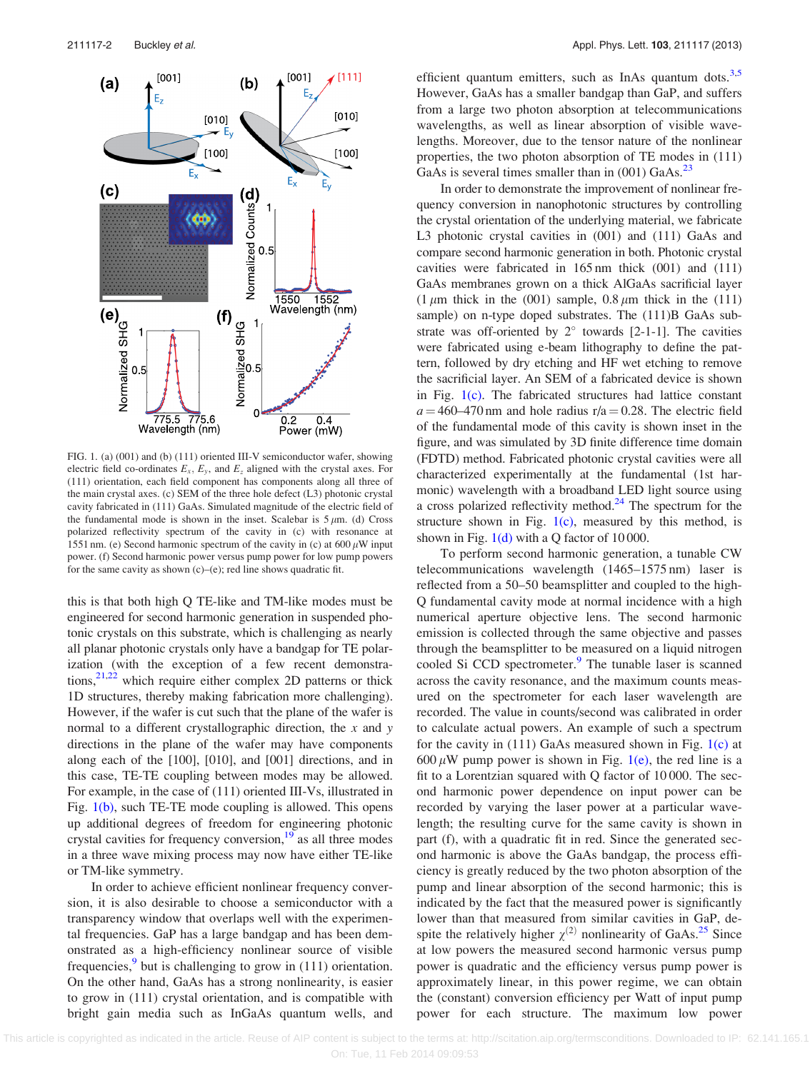FIG. 1. (a) (001) and (b) (111) oriented III-V semiconductor wafer, showing electric field co-ordinates $E_x$, $E_y$, and $E_z$ aligned with the crystal axes. For (111) orientation, each field component has components along all three of the main crystal axes. (c) SEM of the three hole defect (L3) photonic crystal cavity fabricated in (111) GaAs. Simulated magnitude of the electric field of the fundamental mode is shown in the inset. Scalebar is 5 $\mu$m. (d) Cross polarized reflectivity spectrum of the cavity in (c) with resonance at 1551 nm. (e) Second harmonic spectrum of the cavity in (c) at 600 $\mu$W input power. (f) Second harmonic power versus pump power for low pump powers for the same cavity as shown (c)–(e); red line shows quadratic fit.

this is that both high Q TE-like and TM-like modes must be engineered for second harmonic generation in suspended photonic crystals on this substrate, which is challenging as nearly all planar photonic crystals only have a bandgap for TE polarization (with the exception of a few recent demonstrations,[21,22] which require either complex 2D patterns or thick 1D structures, thereby making fabrication more challenging). However, if the wafer is cut such that the plane of the wafer is normal to a different crystallographic direction, the $x$ and $y$ directions in the plane of the wafer may have components along each of the [100], [010], and [001] directions, and in this case, TE-TE coupling between modes may be allowed. For example, in the case of (111) oriented III-Vs, illustrated in Fig. 1(b), such TE-TE mode coupling is allowed. This opens up additional degrees of freedom for engineering photonic crystal cavities for frequency conversion,[19] as all three modes in a three wave mixing process may now have either TE-like or TM-like symmetry.

In order to achieve efficient nonlinear frequency conversion, it is also desirable to choose a semiconductor with a transparency window that overlaps well with the experimental frequencies. GaP has a large bandgap and has been demonstrated as a high-efficiency nonlinear source of visible frequencies,[9] but is challenging to grow in (111) orientation. On the other hand, GaAs has a strong nonlinearity, is easier to grow in (111) crystal orientation, and is compatible with bright gain media such as InGaAs quantum wells, and efficient quantum emitters, such as InAs quantum dots.[3,5] However, GaAs has a smaller bandgap than GaP, and suffers from a large two photon absorption at telecommunications wavelengths, as well as linear absorption of visible wavelengths. Moreover, due to the tensor nature of the nonlinear properties, the two photon absorption of TE modes in (111) GaAs is several times smaller than in (001) GaAs.[23]

In order to demonstrate the improvement of nonlinear frequency conversion in nanophotonic structures by controlling the crystal orientation of the underlying material, we fabricate L3 photonic crystal cavities in (001) and (111) GaAs and compare second harmonic generation in both. Photonic crystal cavities were fabricated in 165 nm thick (001) and (111) GaAs membranes grown on a thick AlGaAs sacrificial layer (1 $\mu$m thick in the (001) sample, 0.8 $\mu$m thick in the (111) sample) on n-type doped substrates. The (111)B GaAs substrate was off-oriented by 2° towards [2-1-1]. The cavities were fabricated using e-beam lithography to define the pattern, followed by dry etching and HF wet etching to remove the sacrificial layer. An SEM of a fabricated device is shown in Fig. 1(c). The fabricated structures had lattice constant $a = 460$–$470$ nm and hole radius $r/a = 0.28$. The electric field of the fundamental mode of this cavity is shown inset in the figure, and was simulated by 3D finite difference time domain (FDTD) method. Fabricated photonic crystal cavities were all characterized experimentally at the fundamental (1st harmonic) wavelength with a broadband LED light source using a cross polarized reflectivity method.[24] The spectrum for the structure shown in Fig. 1(c), measured by this method, is shown in Fig. 1(d) with a Q factor of 10 000.

To perform second harmonic generation, a tunable CW telecommunications wavelength (1465–1575 nm) laser is reflected from a 50–50 beamsplitter and coupled to the high-Q fundamental cavity mode at normal incidence with a high numerical aperture objective lens. The second harmonic emission is collected through the same objective and passes through the beamsplitter to be measured on a liquid nitrogen cooled Si CCD spectrometer.[9] The tunable laser is scanned across the cavity resonance, and the maximum counts measured on the spectrometer for each laser wavelength are recorded. The value in counts/second was calibrated in order to calculate actual powers. An example of such a spectrum for the cavity in (111) GaAs measured shown in Fig. 1(c) at 600 $\mu$W pump power is shown in Fig. 1(e), the red line is a fit to a Lorentzian squared with Q factor of 10 000. The second harmonic power dependence on input power can be recorded by varying the laser power at a particular wavelength; the resulting curve for the same cavity is shown in part (f), with a quadratic fit in red. Since the generated second harmonic is above the GaAs bandgap, the process efficiency is greatly reduced by the two photon absorption of the pump and linear absorption of the second harmonic; this is indicated by the fact that the measured power is significantly lower than that measured from similar cavities in GaP, despite the relatively higher $\chi^{(2)}$ nonlinearity of GaAs.[25] Since at low powers the measured second harmonic versus pump power is quadratic and the efficiency versus pump power is approximately linear, in this power regime, we can obtain the (constant) conversion efficiency per Watt of input pump power for each structure. The maximum low power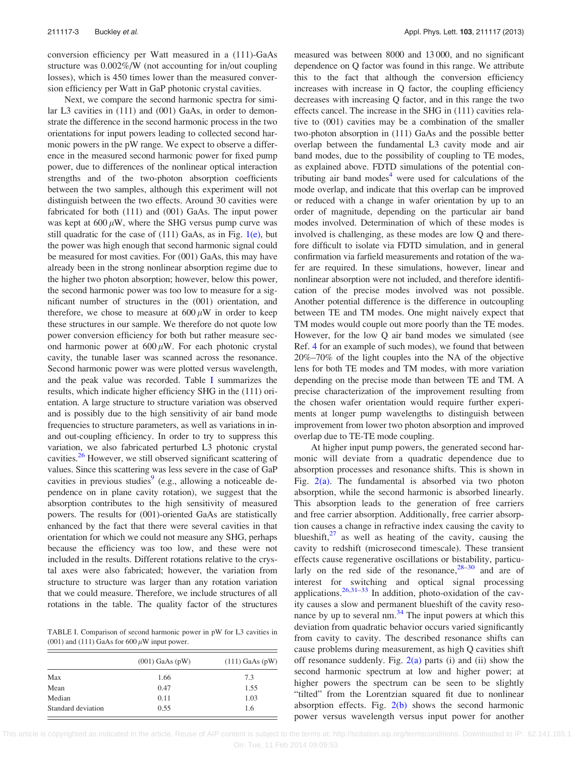conversion efficiency per Watt measured in a (111)-GaAs structure was 0.002%/W (not accounting for in/out coupling losses), which is 450 times lower than the measured conversion efficiency per Watt in GaP photonic crystal cavities.

Next, we compare the second harmonic spectra for similar L3 cavities in (111) and (001) GaAs, in order to demonstrate the difference in the second harmonic process in the two orientations for input powers leading to collected second harmonic powers in the pW range. We expect to observe a difference in the measured second harmonic power for fixed pump power, due to differences of the nonlinear optical interaction strengths and of the two-photon absorption coefficients between the two samples, although this experiment will not distinguish between the two effects. Around 30 cavities were fabricated for both (111) and (001) GaAs. The input power was kept at 600 $\mu$W, where the SHG versus pump curve was still quadratic for the case of (111) GaAs, as in Fig. 1(e), but the power was high enough that second harmonic signal could be measured for most cavities. For (001) GaAs, this may have already been in the strong nonlinear absorption regime due to the higher two photon absorption; however, below this power, the second harmonic power was too low to measure for a significant number of structures in the (001) orientation, and therefore, we chose to measure at 600 $\mu$W in order to keep these structures in our sample. We therefore do not quote low power conversion efficiency for both but rather measure second harmonic power at 600 $\mu$W. For each photonic crystal cavity, the tunable laser was scanned across the resonance. Second harmonic power was plotted versus wavelength, and the peak value was recorded. Table I summarizes the results, which indicate higher efficiency SHG in the (111) orientation. A large structure to structure variation was observed and is possibly due to the high sensitivity of air band mode frequencies to structure parameters, as well as variations in in- and out-coupling efficiency. In order to try to suppress this variation, we also fabricated perturbed L3 photonic crystal cavities.[26] However, we still observed significant scattering of values. Since this scattering was less severe in the case of GaP cavities in previous studies[9] (e.g., allowing a noticeable dependence on in plane cavity rotation), we suggest that the absorption contributes to the high sensitivity of measured powers. The results for (001)-oriented GaAs are statistically enhanced by the fact that there were several cavities in that orientation for which we could not measure any SHG, perhaps because the efficiency was too low, and these were not included in the results. Different rotations relative to the crystal axes were also fabricated; however, the variation from structure to structure was larger than any rotation variation that we could measure. Therefore, we include structures of all rotations in the table. The quality factor of the structures measured was between 8000 and 13 000, and no significant dependence on Q factor was found in this range. We attribute this to the fact that although the conversion efficiency increases with increase in Q factor, the coupling efficiency decreases with increasing Q factor, and in this range the two effects cancel. The increase in the SHG in (111) cavities relative to (001) cavities may be a combination of the smaller two-photon absorption in (111) GaAs and the possible better overlap between the fundamental L3 cavity mode and air band modes, due to the possibility of coupling to TE modes, as explained above. FDTD simulations of the potential contributing air band modes[4] were used for calculations of the mode overlap, and indicate that this overlap can be improved or reduced with a change in wafer orientation by up to an order of magnitude, depending on the particular air band modes involved. Determination of which of these modes is involved is challenging, as these modes are low Q and therefore difficult to isolate via FDTD simulation, and in general confirmation via farfield measurements and rotation of the wafer are required. In these simulations, however, linear and nonlinear absorption were not included, and therefore identification of the precise modes involved was not possible. Another potential difference is the difference in outcoupling between TE and TM modes. One might naively expect that TM modes would couple out more poorly than the TE modes. However, for the low Q air band modes we simulated (see Ref. 4 for an example of such modes), we found that between 20%–70% of the light couples into the NA of the objective lens for both TE modes and TM modes, with more variation depending on the precise mode than between TE and TM. A precise characterization of the improvement resulting from the chosen wafer orientation would require further experiments at longer pump wavelengths to distinguish between improvement from lower two photon absorption and improved overlap due to TE-TE mode coupling.

At higher input pump powers, the generated second harmonic will deviate from a quadratic dependence due to absorption processes and resonance shifts. This is shown in Fig. 2(a). The fundamental is absorbed via two photon absorption, while the second harmonic is absorbed linearly. This absorption leads to the generation of free carriers and free carrier absorption. Additionally, free carrier absorption causes a change in refractive index causing the cavity to blueshift,[27] as well as heating of the cavity, causing the cavity to redshift (microsecond timescale). These transient effects cause regenerative oscillations or bistability, particularly on the red side of the resonance,[28–30] and are of interest for switching and optical signal processing applications.[26,31–33] In addition, photo-oxidation of the cavity causes a slow and permanent blueshift of the cavity resonance by up to several nm.[34] The input powers at which this deviation from quadratic behavior occurs varied significantly from cavity to cavity. The described resonance shifts can cause problems during measurement, as high Q cavities shift off resonance suddenly. Fig. 2(a) parts (i) and (ii) show the second harmonic spectrum at low and higher power; at higher powers the spectrum can be seen to be slightly "tilted" from the Lorentzian squared fit due to nonlinear absorption effects. Fig. 2(b) shows the second harmonic power versus wavelength versus input power for another

TABLE I. Comparison of second harmonic power in pW for L3 cavities in (001) and (111) GaAs for 600 $\mu$W input power.

| | (001) GaAs (pW) | (111) GaAs (pW) |
|---|---|---|
| Max | 1.66 | 7.3 |
| Mean | 0.47 | 1.55 |
| Median | 0.11 | 1.03 |
| Standard deviation | 0.55 | 1.6 |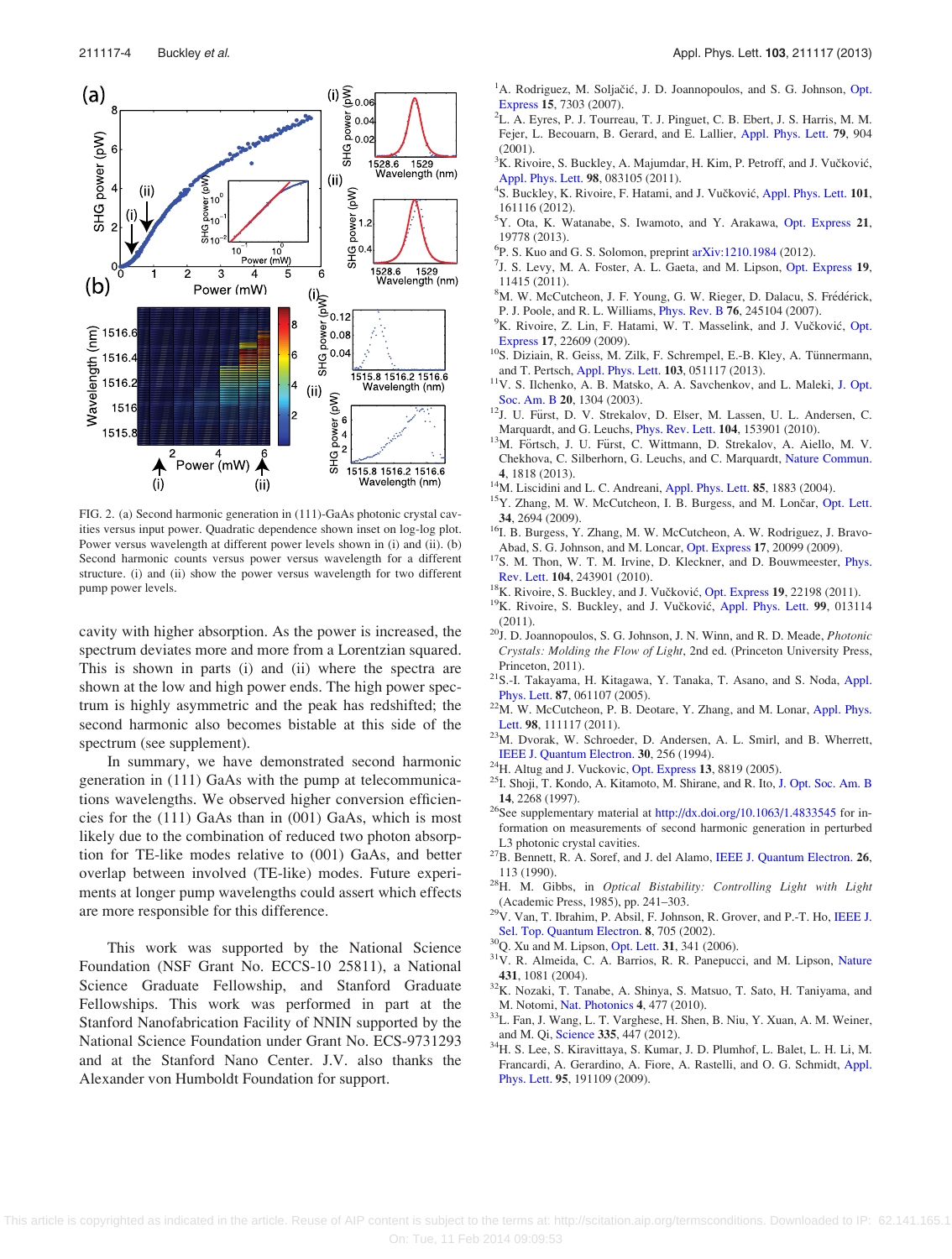(a)

(i) SHG power (pW) 0.06 0.04 0.02 1528.6 1529 Wavelength (nm)

SHG power (pW) 8 6 4 2 0 (ii) (i) 0 1 2 3 4 5 6 Power (mW)

SHG power (pW) $10^0$ $10^{-1}$ $10^{-2}$ 10 10 Power (mW)

(ii) SHG power (pW) 1.2 0.4 1528.6 1529 Wavelength (nm)

(b)

Wavelength (nm) 1516.6 1516.4 1516.2 1516 1515.8 2 4 6 Power (mW) (i) (ii)

8 6 4 2

(i) SHG power (pW) 0.12 0.08 0.04 1515.8 1516.2 1516.6 Wavelength (nm)

(ii) SHG power (pW) 6 4 2 1515.8 1516.2 1516.6 Wavelength (nm)

FIG. 2. (a) Second harmonic generation in (111)-GaAs photonic crystal cavities versus input power. Quadratic dependence shown inset on log-log plot. Power versus wavelength at different power levels shown in (i) and (ii). (b) Second harmonic counts versus power versus wavelength for a different structure. (i) and (ii) show the power versus wavelength for two different pump power levels.

cavity with higher absorption. As the power is increased, the spectrum deviates more and more from a Lorentzian squared. This is shown in parts (i) and (ii) where the spectra are shown at the low and high power ends. The high power spectrum is highly asymmetric and the peak has redshifted; the second harmonic also becomes bistable at this side of the spectrum (see supplement).

In summary, we have demonstrated second harmonic generation in (111) GaAs with the pump at telecommunications wavelengths. We observed higher conversion efficiencies for the (111) GaAs than in (001) GaAs, which is most likely due to the combination of reduced two photon absorption for TE-like modes relative to (001) GaAs, and better overlap between involved (TE-like) modes. Future experiments at longer pump wavelengths could assert which effects are more responsible for this difference.

This work was supported by the National Science Foundation (NSF Grant No. ECCS-10 25811), a National Science Graduate Fellowship, and Stanford Graduate Fellowships. This work was performed in part at the Stanford Nanofabrication Facility of NNIN supported by the National Science Foundation under Grant No. ECS-9731293 and at the Stanford Nano Center. J.V. also thanks the Alexander von Humboldt Foundation for support.

[1] A. Rodriguez, M. Soljačić, J. D. Joannopoulos, and S. G. Johnson, Opt. Express 15, 7303 (2007).
[2] L. A. Eyres, P. J. Tourreau, T. J. Pinguet, C. B. Ebert, J. S. Harris, M. M. Fejer, L. Becouarn, B. Gerard, and E. Lallier, Appl. Phys. Lett. 79, 904 (2001).
[3] K. Rivoire, S. Buckley, A. Majumdar, H. Kim, P. Petroff, and J. Vučković, Appl. Phys. Lett. 98, 083105 (2011).
[4] S. Buckley, K. Rivoire, F. Hatami, and J. Vučković, Appl. Phys. Lett. 101, 161116 (2012).
[5] Y. Ota, K. Watanabe, S. Iwamoto, and Y. Arakawa, Opt. Express 21, 19778 (2013).
[6] P. S. Kuo and G. S. Solomon, preprint arXiv:1210.1984 (2012).
[7] J. S. Levy, M. A. Foster, A. L. Gaeta, and M. Lipson, Opt. Express 19, 11415 (2011).
[8] M. W. McCutcheon, J. F. Young, G. W. Rieger, D. Dalacu, S. Frédérick, P. J. Poole, and R. L. Williams, Phys. Rev. B 76, 245104 (2007).
[9] K. Rivoire, Z. Lin, F. Hatami, W. T. Masselink, and J. Vučković, Opt. Express 17, 22609 (2009).
[10] S. Diziain, R. Geiss, M. Zilk, F. Schrempel, E.-B. Kley, A. Tünnermann, and T. Pertsch, Appl. Phys. Lett. 103, 051117 (2013).
[11] V. S. Ilchenko, A. B. Matsko, A. A. Savchenkov, and L. Maleki, J. Opt. Soc. Am. B 20, 1304 (2003).
[12] J. U. Fürst, D. V. Strekalov, D. Elser, M. Lassen, U. L. Andersen, C. Marquardt, and G. Leuchs, Phys. Rev. Lett. 104, 153901 (2010).
[13] M. Förtsch, J. U. Fürst, C. Wittmann, D. Strekalov, A. Aiello, M. V. Chekhova, C. Silberhorn, G. Leuchs, and C. Marquardt, Nature Commun. 4, 1818 (2013).
[14] M. Liscidini and L. C. Andreani, Appl. Phys. Lett. 85, 1883 (2004).
[15] Y. Zhang, M. W. McCutcheon, I. B. Burgess, and M. Lončar, Opt. Lett. 34, 2694 (2009).
[16] I. B. Burgess, Y. Zhang, M. W. McCutcheon, A. W. Rodriguez, J. Bravo-Abad, S. G. Johnson, and M. Loncar, Opt. Express 17, 20099 (2009).
[17] S. M. Thon, W. T. M. Irvine, D. Kleckner, and D. Bouwmeester, Phys. Rev. Lett. 104, 243901 (2010).
[18] K. Rivoire, S. Buckley, and J. Vučković, Opt. Express 19, 22198 (2011).
[19] K. Rivoire, S. Buckley, and J. Vučković, Appl. Phys. Lett. 99, 013114 (2011).
[20] J. D. Joannopoulos, S. G. Johnson, J. N. Winn, and R. D. Meade, *Photonic Crystals: Molding the Flow of Light*, 2nd ed. (Princeton University Press, Princeton, 2011).
[21] S.-I. Takayama, H. Kitagawa, Y. Tanaka, T. Asano, and S. Noda, Appl. Phys. Lett. 87, 061107 (2005).
[22] M. W. McCutcheon, P. B. Deotare, Y. Zhang, and M. Lonar, Appl. Phys. Lett. 98, 111117 (2011).
[23] M. Dvorak, W. Schroeder, D. Andersen, A. L. Smirl, and B. Wherrett, IEEE J. Quantum Electron. 30, 256 (1994).
[24] H. Altug and J. Vuckovic, Opt. Express 13, 8819 (2005).
[25] I. Shoji, T. Kondo, A. Kitamoto, M. Shirane, and R. Ito, J. Opt. Soc. Am. B 14, 2268 (1997).
[26] See supplementary material at http://dx.doi.org/10.1063/1.4833545 for information on measurements of second harmonic generation in perturbed L3 photonic crystal cavities.
[27] B. Bennett, R. A. Soref, and J. del Alamo, IEEE J. Quantum Electron. 26, 113 (1990).
[28] H. M. Gibbs, in *Optical Bistability: Controlling Light with Light* (Academic Press, 1985), pp. 241–303.
[29] V. Van, T. Ibrahim, P. Absil, F. Johnson, R. Grover, and P.-T. Ho, IEEE J. Sel. Top. Quantum Electron. 8, 705 (2002).
[30] Q. Xu and M. Lipson, Opt. Lett. 31, 341 (2006).
[31] V. R. Almeida, C. A. Barrios, R. R. Panepucci, and M. Lipson, Nature 431, 1081 (2004).
[32] K. Nozaki, T. Tanabe, A. Shinya, S. Matsuo, T. Sato, H. Taniyama, and M. Notomi, Nat. Photonics 4, 477 (2010).
[33] L. Fan, J. Wang, L. T. Varghese, H. Shen, B. Niu, Y. Xuan, A. M. Weiner, and M. Qi, Science 335, 447 (2012).
[34] H. S. Lee, S. Kiravittaya, S. Kumar, J. D. Plumhof, L. Balet, L. H. Li, M. Francardi, A. Gerardino, A. Fiore, A. Rastelli, and O. G. Schmidt, Appl. Phys. Lett. 95, 191109 (2009).